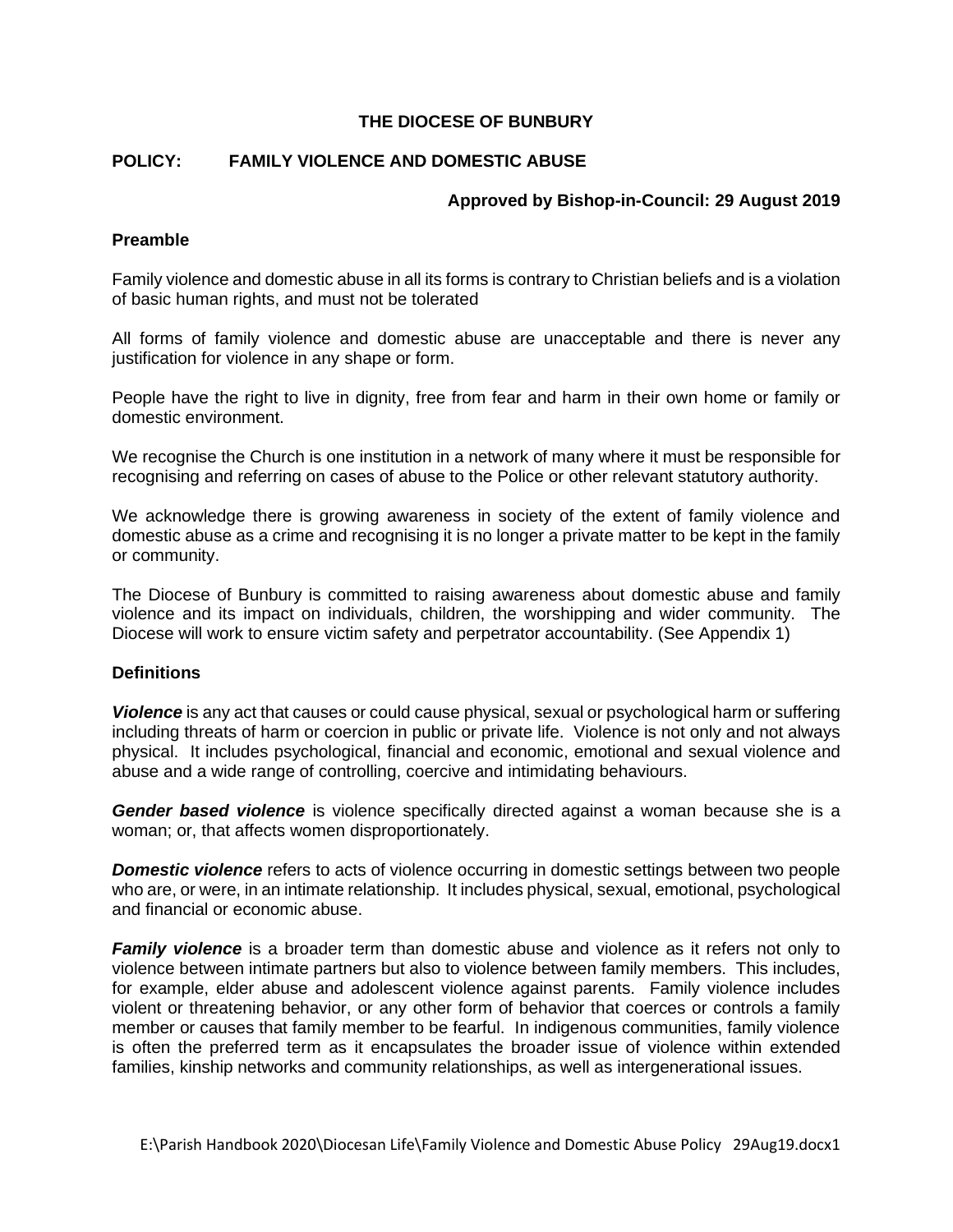# THE DIOCESE OF BUNBURY

## POLICY: FAMILY VIOLENCE AND DOMESTIC ABUSE

**Approved by Bishop-in-Council: 29 August 2019**

### Preamble

Family violence and domestic abuse in all its forms is contrary to Christian beliefs and is a violation of basic human rights, and must not be tolerated

All forms of family violence and domestic abuse are unacceptable and there is never any justification for violence in any shape or form.

People have the right to live in dignity, free from fear and harm in their own home or family or domestic environment.

We recognise the Church is one institution in a network of many where it must be responsible for recognising and referring on cases of abuse to the Police or other relevant statutory authority.

We acknowledge there is growing awareness in society of the extent of family violence and domestic abuse as a crime and recognising it is no longer a private matter to be kept in the family or community.

The Diocese of Bunbury is committed to raising awareness about domestic abuse and family violence and its impact on individuals, children, the worshipping and wider community. The Diocese will work to ensure victim safety and perpetrator accountability. (See Appendix 1)

### Definitions

***Violence*** is any act that causes or could cause physical, sexual or psychological harm or suffering including threats of harm or coercion in public or private life. Violence is not only and not always physical. It includes psychological, financial and economic, emotional and sexual violence and abuse and a wide range of controlling, coercive and intimidating behaviours.

***Gender based violence*** is violence specifically directed against a woman because she is a woman; or, that affects women disproportionately.

***Domestic violence*** refers to acts of violence occurring in domestic settings between two people who are, or were, in an intimate relationship. It includes physical, sexual, emotional, psychological and financial or economic abuse.

***Family violence*** is a broader term than domestic abuse and violence as it refers not only to violence between intimate partners but also to violence between family members. This includes, for example, elder abuse and adolescent violence against parents. Family violence includes violent or threatening behavior, or any other form of behavior that coerces or controls a family member or causes that family member to be fearful. In indigenous communities, family violence is often the preferred term as it encapsulates the broader issue of violence within extended families, kinship networks and community relationships, as well as intergenerational issues.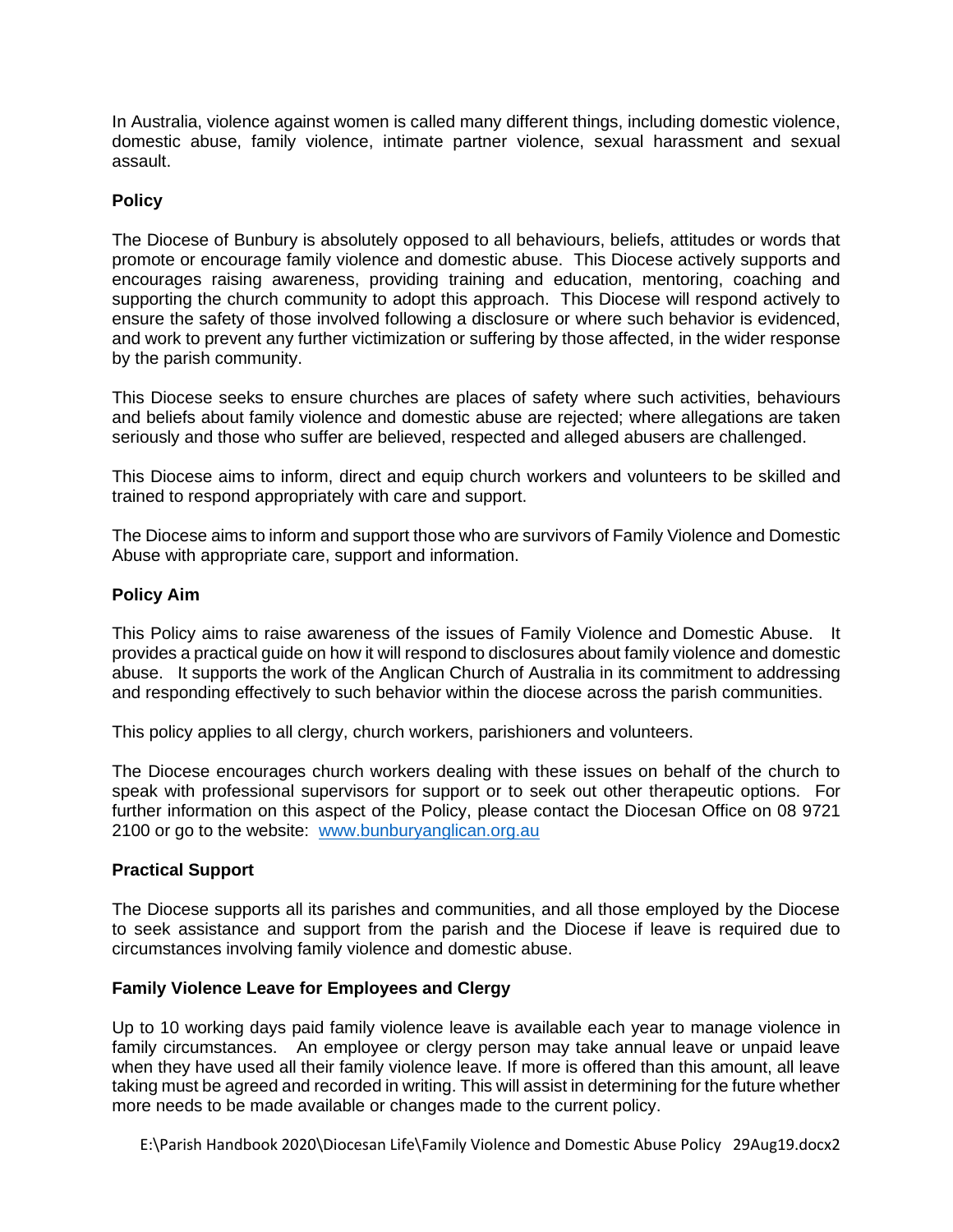In Australia, violence against women is called many different things, including domestic violence, domestic abuse, family violence, intimate partner violence, sexual harassment and sexual assault.

## Policy

The Diocese of Bunbury is absolutely opposed to all behaviours, beliefs, attitudes or words that promote or encourage family violence and domestic abuse. This Diocese actively supports and encourages raising awareness, providing training and education, mentoring, coaching and supporting the church community to adopt this approach. This Diocese will respond actively to ensure the safety of those involved following a disclosure or where such behavior is evidenced, and work to prevent any further victimization or suffering by those affected, in the wider response by the parish community.

This Diocese seeks to ensure churches are places of safety where such activities, behaviours and beliefs about family violence and domestic abuse are rejected; where allegations are taken seriously and those who suffer are believed, respected and alleged abusers are challenged.

This Diocese aims to inform, direct and equip church workers and volunteers to be skilled and trained to respond appropriately with care and support.

The Diocese aims to inform and support those who are survivors of Family Violence and Domestic Abuse with appropriate care, support and information.

## Policy Aim

This Policy aims to raise awareness of the issues of Family Violence and Domestic Abuse. It provides a practical guide on how it will respond to disclosures about family violence and domestic abuse. It supports the work of the Anglican Church of Australia in its commitment to addressing and responding effectively to such behavior within the diocese across the parish communities.

This policy applies to all clergy, church workers, parishioners and volunteers.

The Diocese encourages church workers dealing with these issues on behalf of the church to speak with professional supervisors for support or to seek out other therapeutic options. For further information on this aspect of the Policy, please contact the Diocesan Office on 08 9721 2100 or go to the website: [www.bunburyanglican.org.au](http://www.bunburyanglican.org.au)

## Practical Support

The Diocese supports all its parishes and communities, and all those employed by the Diocese to seek assistance and support from the parish and the Diocese if leave is required due to circumstances involving family violence and domestic abuse.

## Family Violence Leave for Employees and Clergy

Up to 10 working days paid family violence leave is available each year to manage violence in family circumstances. An employee or clergy person may take annual leave or unpaid leave when they have used all their family violence leave. If more is offered than this amount, all leave taking must be agreed and recorded in writing. This will assist in determining for the future whether more needs to be made available or changes made to the current policy.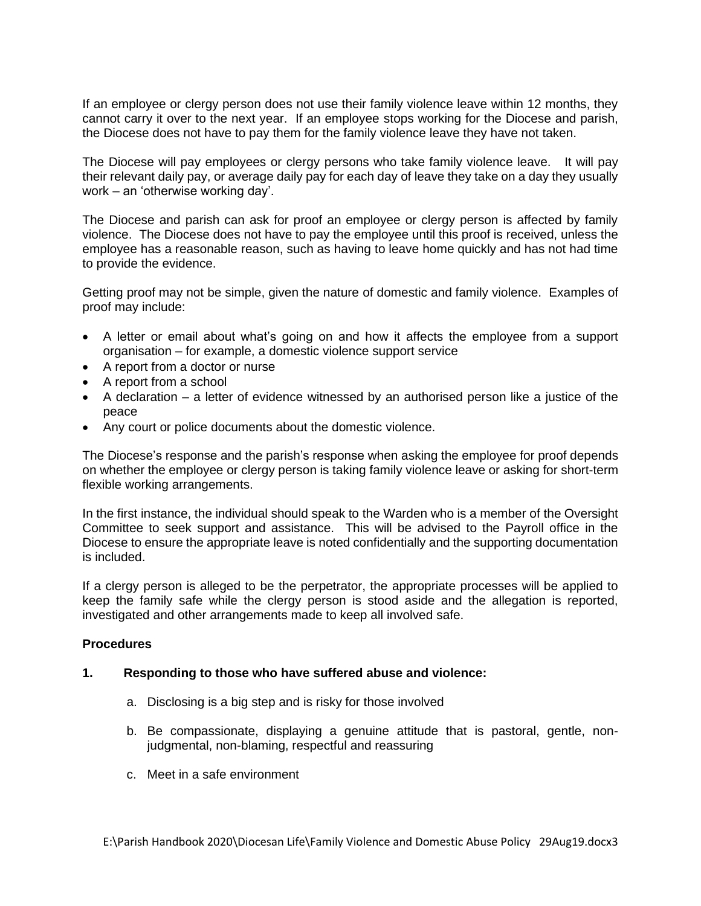If an employee or clergy person does not use their family violence leave within 12 months, they cannot carry it over to the next year. If an employee stops working for the Diocese and parish, the Diocese does not have to pay them for the family violence leave they have not taken.

The Diocese will pay employees or clergy persons who take family violence leave. It will pay their relevant daily pay, or average daily pay for each day of leave they take on a day they usually work – an 'otherwise working day'.

The Diocese and parish can ask for proof an employee or clergy person is affected by family violence. The Diocese does not have to pay the employee until this proof is received, unless the employee has a reasonable reason, such as having to leave home quickly and has not had time to provide the evidence.

Getting proof may not be simple, given the nature of domestic and family violence. Examples of proof may include:

- A letter or email about what's going on and how it affects the employee from a support organisation – for example, a domestic violence support service
- A report from a doctor or nurse
- A report from a school
- A declaration – a letter of evidence witnessed by an authorised person like a justice of the peace
- Any court or police documents about the domestic violence.

The Diocese's response and the parish's response when asking the employee for proof depends on whether the employee or clergy person is taking family violence leave or asking for short-term flexible working arrangements.

In the first instance, the individual should speak to the Warden who is a member of the Oversight Committee to seek support and assistance. This will be advised to the Payroll office in the Diocese to ensure the appropriate leave is noted confidentially and the supporting documentation is included.

If a clergy person is alleged to be the perpetrator, the appropriate processes will be applied to keep the family safe while the clergy person is stood aside and the allegation is reported, investigated and other arrangements made to keep all involved safe.

**Procedures**

**1. Responding to those who have suffered abuse and violence:**

a. Disclosing is a big step and is risky for those involved

b. Be compassionate, displaying a genuine attitude that is pastoral, gentle, non-judgmental, non-blaming, respectful and reassuring

c. Meet in a safe environment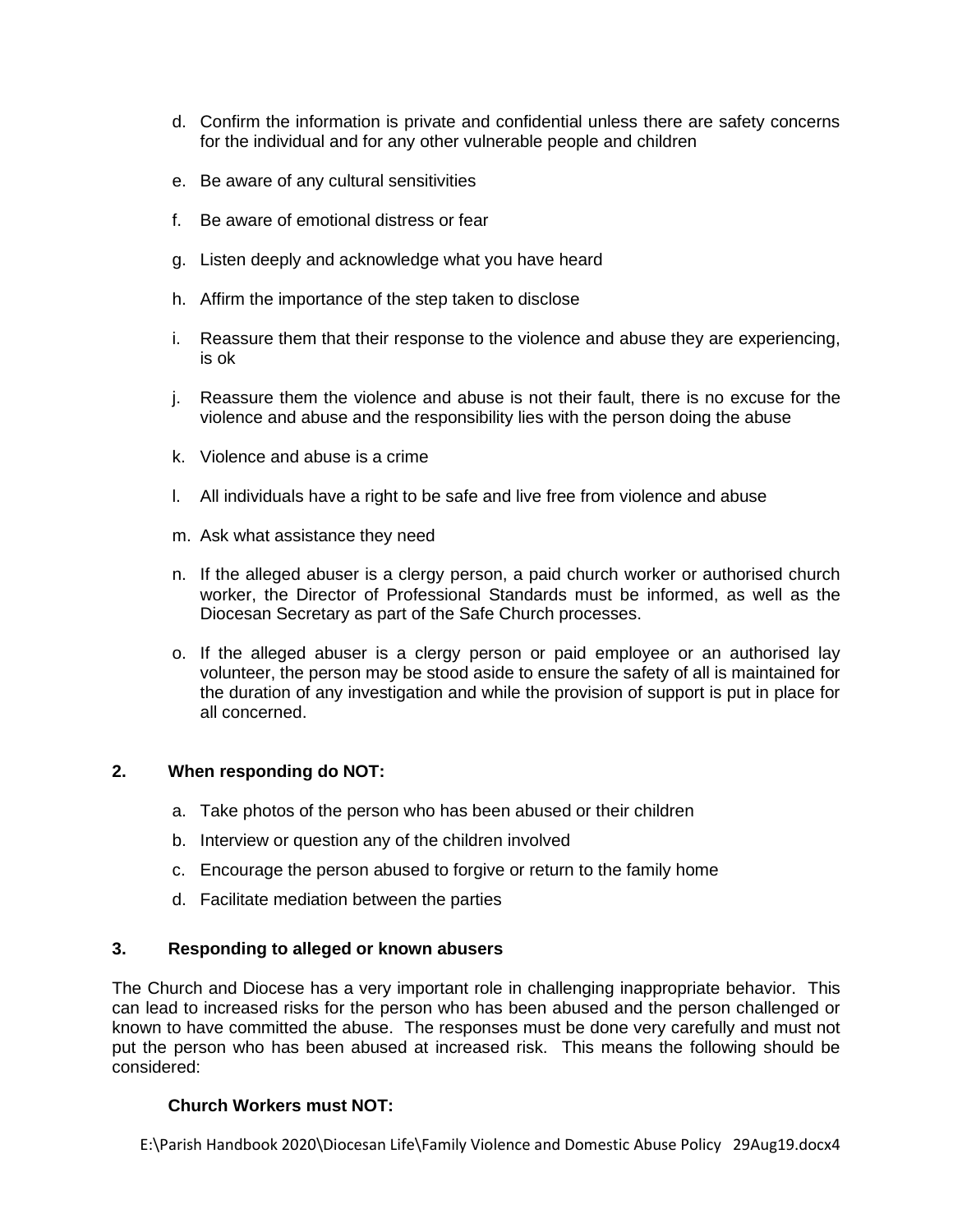d. Confirm the information is private and confidential unless there are safety concerns for the individual and for any other vulnerable people and children

e. Be aware of any cultural sensitivities

f. Be aware of emotional distress or fear

g. Listen deeply and acknowledge what you have heard

h. Affirm the importance of the step taken to disclose

i. Reassure them that their response to the violence and abuse they are experiencing, is ok

j. Reassure them the violence and abuse is not their fault, there is no excuse for the violence and abuse and the responsibility lies with the person doing the abuse

k. Violence and abuse is a crime

l. All individuals have a right to be safe and live free from violence and abuse

m. Ask what assistance they need

n. If the alleged abuser is a clergy person, a paid church worker or authorised church worker, the Director of Professional Standards must be informed, as well as the Diocesan Secretary as part of the Safe Church processes.

o. If the alleged abuser is a clergy person or paid employee or an authorised lay volunteer, the person may be stood aside to ensure the safety of all is maintained for the duration of any investigation and while the provision of support is put in place for all concerned.

## 2. When responding do NOT:

a. Take photos of the person who has been abused or their children

b. Interview or question any of the children involved

c. Encourage the person abused to forgive or return to the family home

d. Facilitate mediation between the parties

## 3. Responding to alleged or known abusers

The Church and Diocese has a very important role in challenging inappropriate behavior. This can lead to increased risks for the person who has been abused and the person challenged or known to have committed the abuse. The responses must be done very carefully and must not put the person who has been abused at increased risk. This means the following should be considered:

**Church Workers must NOT:**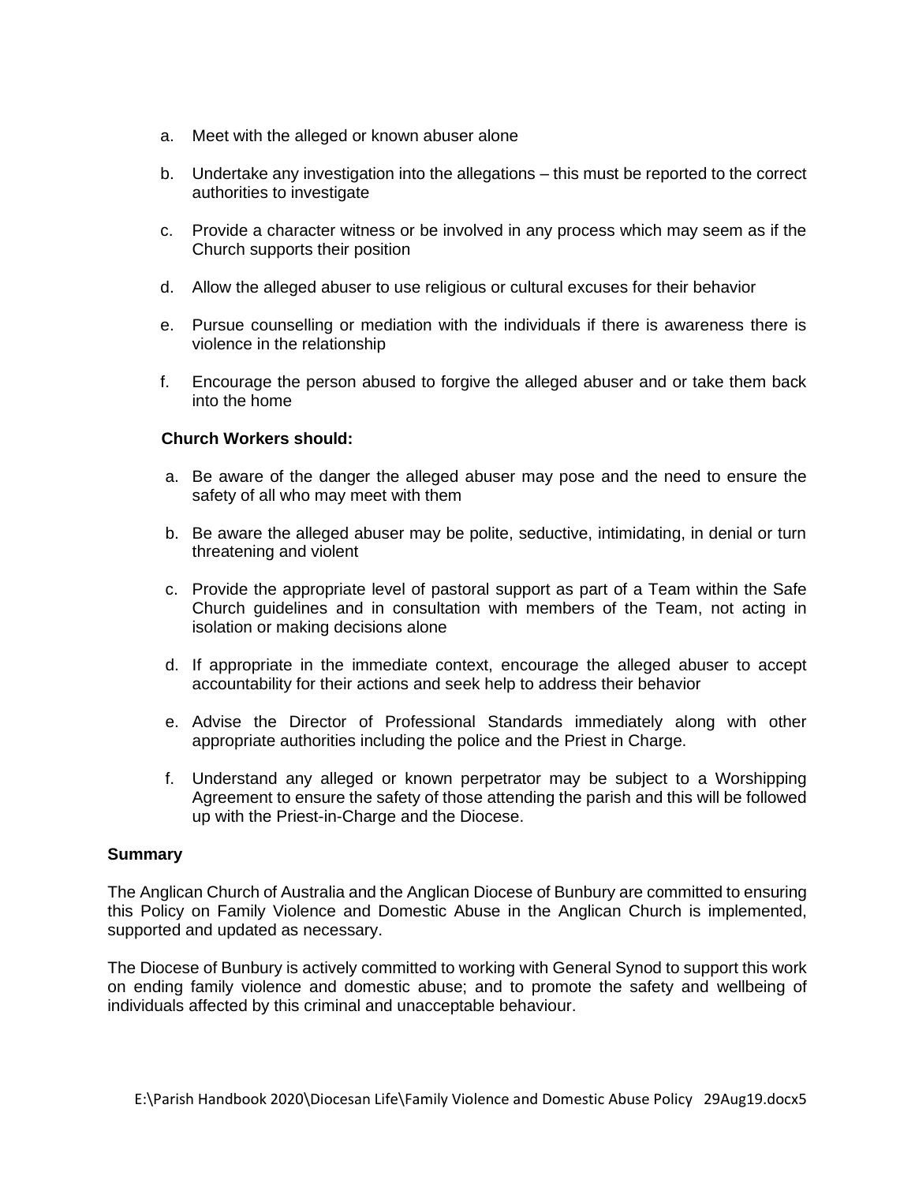a. Meet with the alleged or known abuser alone

b. Undertake any investigation into the allegations – this must be reported to the correct authorities to investigate

c. Provide a character witness or be involved in any process which may seem as if the Church supports their position

d. Allow the alleged abuser to use religious or cultural excuses for their behavior

e. Pursue counselling or mediation with the individuals if there is awareness there is violence in the relationship

f. Encourage the person abused to forgive the alleged abuser and or take them back into the home

**Church Workers should:**

a. Be aware of the danger the alleged abuser may pose and the need to ensure the safety of all who may meet with them

b. Be aware the alleged abuser may be polite, seductive, intimidating, in denial or turn threatening and violent

c. Provide the appropriate level of pastoral support as part of a Team within the Safe Church guidelines and in consultation with members of the Team, not acting in isolation or making decisions alone

d. If appropriate in the immediate context, encourage the alleged abuser to accept accountability for their actions and seek help to address their behavior

e. Advise the Director of Professional Standards immediately along with other appropriate authorities including the police and the Priest in Charge.

f. Understand any alleged or known perpetrator may be subject to a Worshipping Agreement to ensure the safety of those attending the parish and this will be followed up with the Priest-in-Charge and the Diocese.

**Summary**

The Anglican Church of Australia and the Anglican Diocese of Bunbury are committed to ensuring this Policy on Family Violence and Domestic Abuse in the Anglican Church is implemented, supported and updated as necessary.

The Diocese of Bunbury is actively committed to working with General Synod to support this work on ending family violence and domestic abuse; and to promote the safety and wellbeing of individuals affected by this criminal and unacceptable behaviour.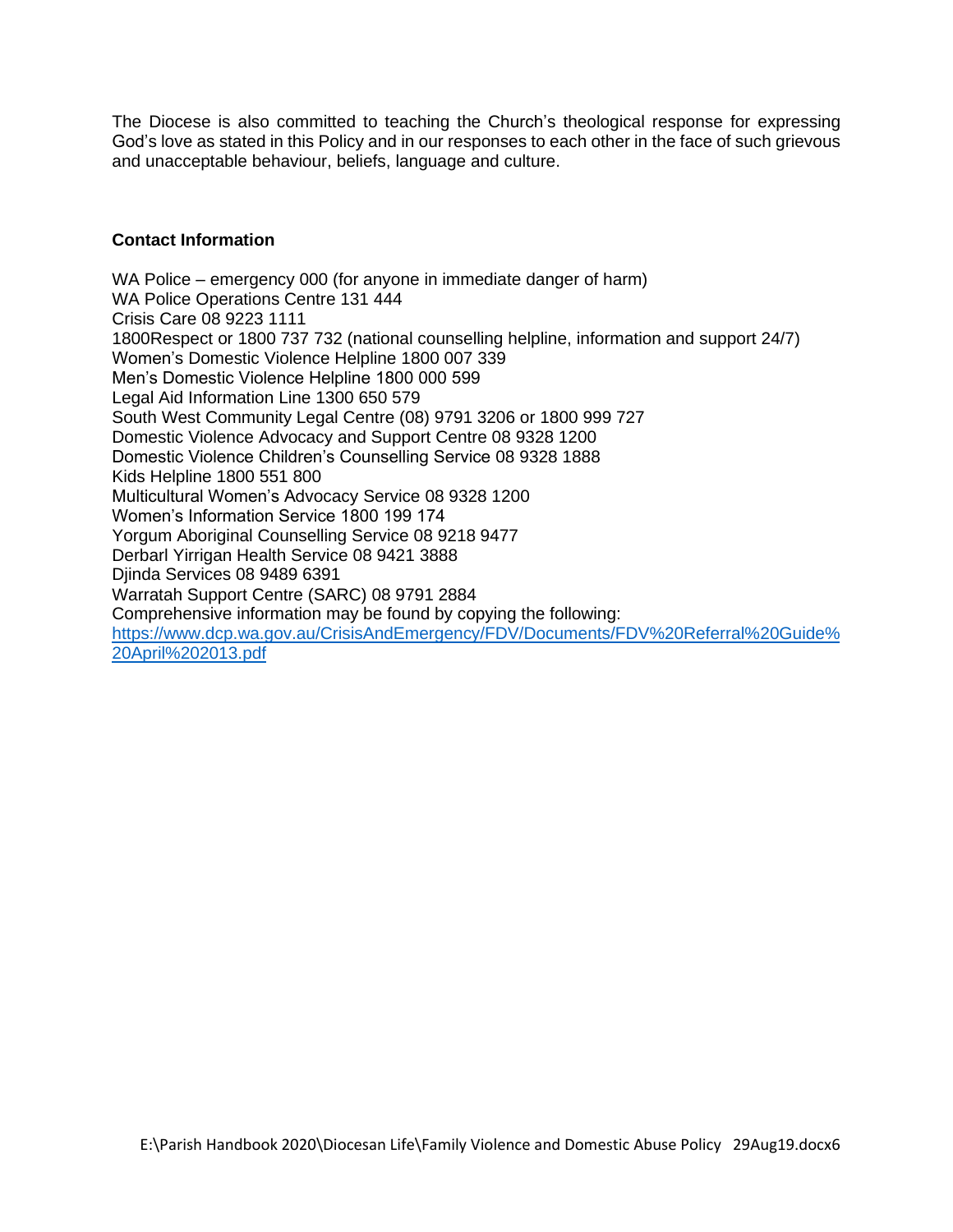The Diocese is also committed to teaching the Church's theological response for expressing God's love as stated in this Policy and in our responses to each other in the face of such grievous and unacceptable behaviour, beliefs, language and culture.

**Contact Information**

WA Police – emergency 000 (for anyone in immediate danger of harm)
WA Police Operations Centre 131 444
Crisis Care 08 9223 1111
1800Respect or 1800 737 732 (national counselling helpline, information and support 24/7)
Women's Domestic Violence Helpline 1800 007 339
Men's Domestic Violence Helpline 1800 000 599
Legal Aid Information Line 1300 650 579
South West Community Legal Centre (08) 9791 3206 or 1800 999 727
Domestic Violence Advocacy and Support Centre 08 9328 1200
Domestic Violence Children's Counselling Service 08 9328 1888
Kids Helpline 1800 551 800
Multicultural Women's Advocacy Service 08 9328 1200
Women's Information Service 1800 199 174
Yorgum Aboriginal Counselling Service 08 9218 9477
Derbarl Yirrigan Health Service 08 9421 3888
Djinda Services 08 9489 6391
Warratah Support Centre (SARC) 08 9791 2884
Comprehensive information may be found by copying the following:
https://www.dcp.wa.gov.au/CrisisAndEmergency/FDV/Documents/FDV%20Referral%20Guide%20April%202013.pdf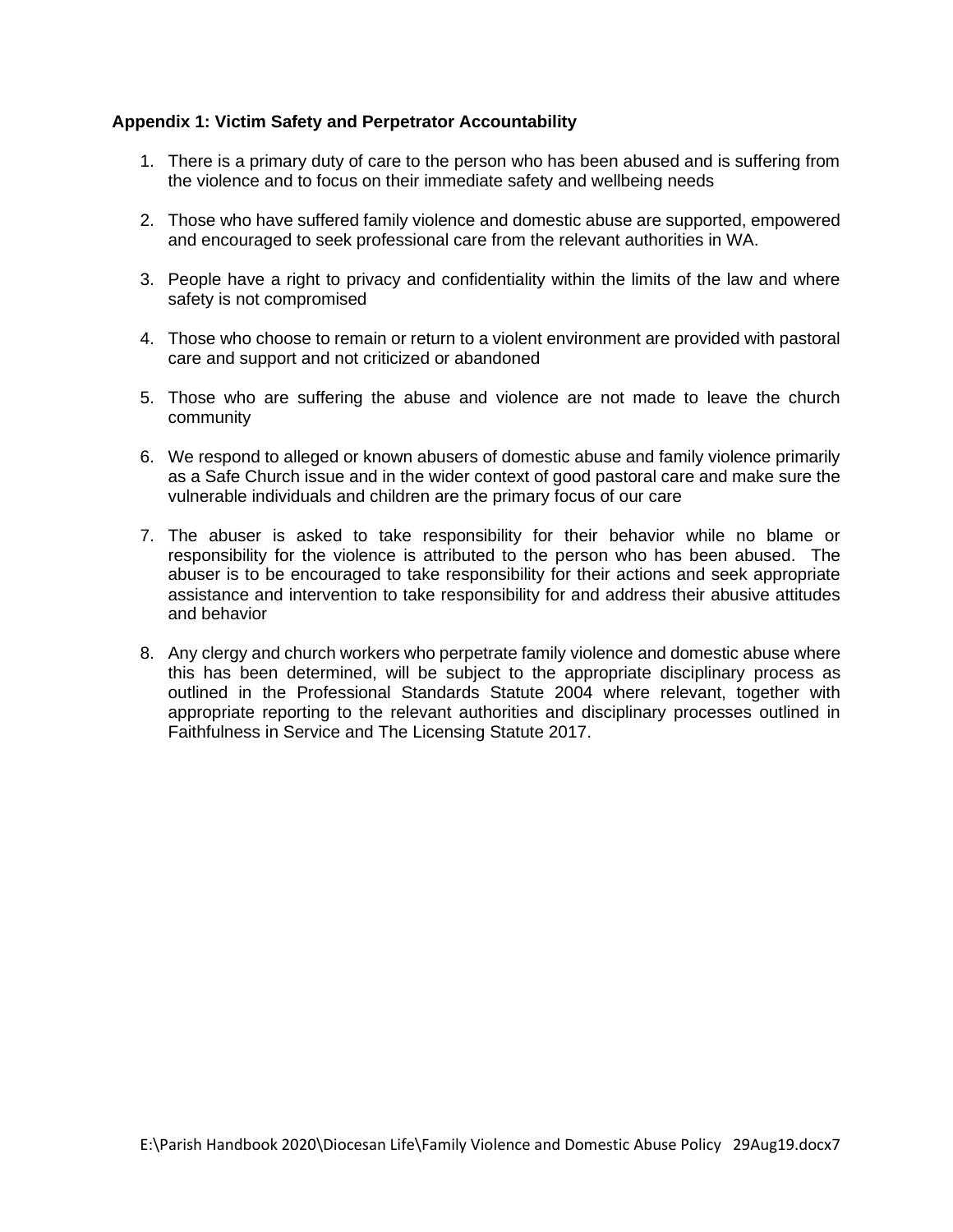**Appendix 1: Victim Safety and Perpetrator Accountability**

1. There is a primary duty of care to the person who has been abused and is suffering from the violence and to focus on their immediate safety and wellbeing needs

2. Those who have suffered family violence and domestic abuse are supported, empowered and encouraged to seek professional care from the relevant authorities in WA.

3. People have a right to privacy and confidentiality within the limits of the law and where safety is not compromised

4. Those who choose to remain or return to a violent environment are provided with pastoral care and support and not criticized or abandoned

5. Those who are suffering the abuse and violence are not made to leave the church community

6. We respond to alleged or known abusers of domestic abuse and family violence primarily as a Safe Church issue and in the wider context of good pastoral care and make sure the vulnerable individuals and children are the primary focus of our care

7. The abuser is asked to take responsibility for their behavior while no blame or responsibility for the violence is attributed to the person who has been abused. The abuser is to be encouraged to take responsibility for their actions and seek appropriate assistance and intervention to take responsibility for and address their abusive attitudes and behavior

8. Any clergy and church workers who perpetrate family violence and domestic abuse where this has been determined, will be subject to the appropriate disciplinary process as outlined in the Professional Standards Statute 2004 where relevant, together with appropriate reporting to the relevant authorities and disciplinary processes outlined in Faithfulness in Service and The Licensing Statute 2017.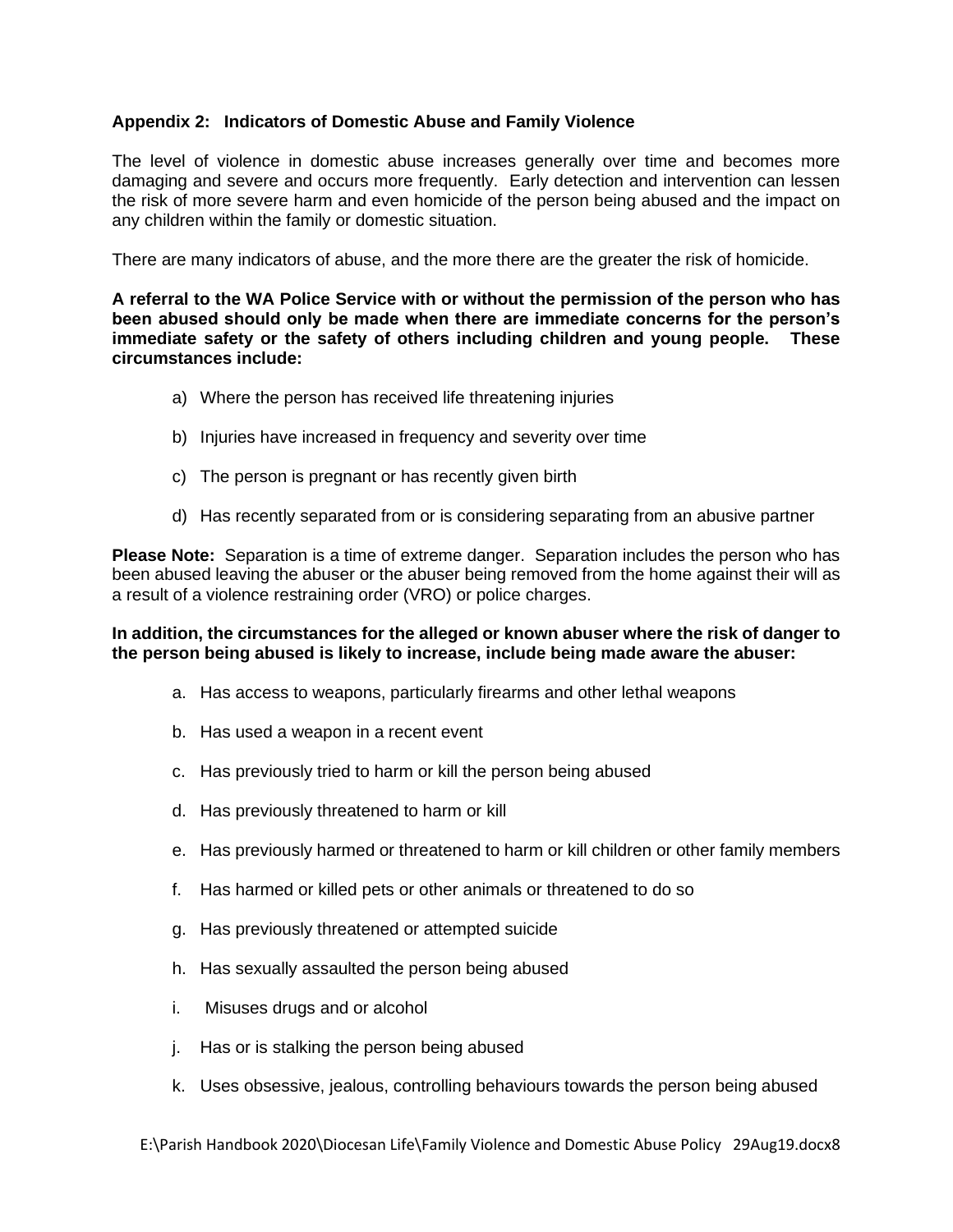## Appendix 2: Indicators of Domestic Abuse and Family Violence

The level of violence in domestic abuse increases generally over time and becomes more damaging and severe and occurs more frequently. Early detection and intervention can lessen the risk of more severe harm and even homicide of the person being abused and the impact on any children within the family or domestic situation.

There are many indicators of abuse, and the more there are the greater the risk of homicide.

**A referral to the WA Police Service with or without the permission of the person who has been abused should only be made when there are immediate concerns for the person's immediate safety or the safety of others including children and young people. These circumstances include:**

a) Where the person has received life threatening injuries

b) Injuries have increased in frequency and severity over time

c) The person is pregnant or has recently given birth

d) Has recently separated from or is considering separating from an abusive partner

**Please Note:** Separation is a time of extreme danger. Separation includes the person who has been abused leaving the abuser or the abuser being removed from the home against their will as a result of a violence restraining order (VRO) or police charges.

**In addition, the circumstances for the alleged or known abuser where the risk of danger to the person being abused is likely to increase, include being made aware the abuser:**

a. Has access to weapons, particularly firearms and other lethal weapons

b. Has used a weapon in a recent event

c. Has previously tried to harm or kill the person being abused

d. Has previously threatened to harm or kill

e. Has previously harmed or threatened to harm or kill children or other family members

f. Has harmed or killed pets or other animals or threatened to do so

g. Has previously threatened or attempted suicide

h. Has sexually assaulted the person being abused

i. Misuses drugs and or alcohol

j. Has or is stalking the person being abused

k. Uses obsessive, jealous, controlling behaviours towards the person being abused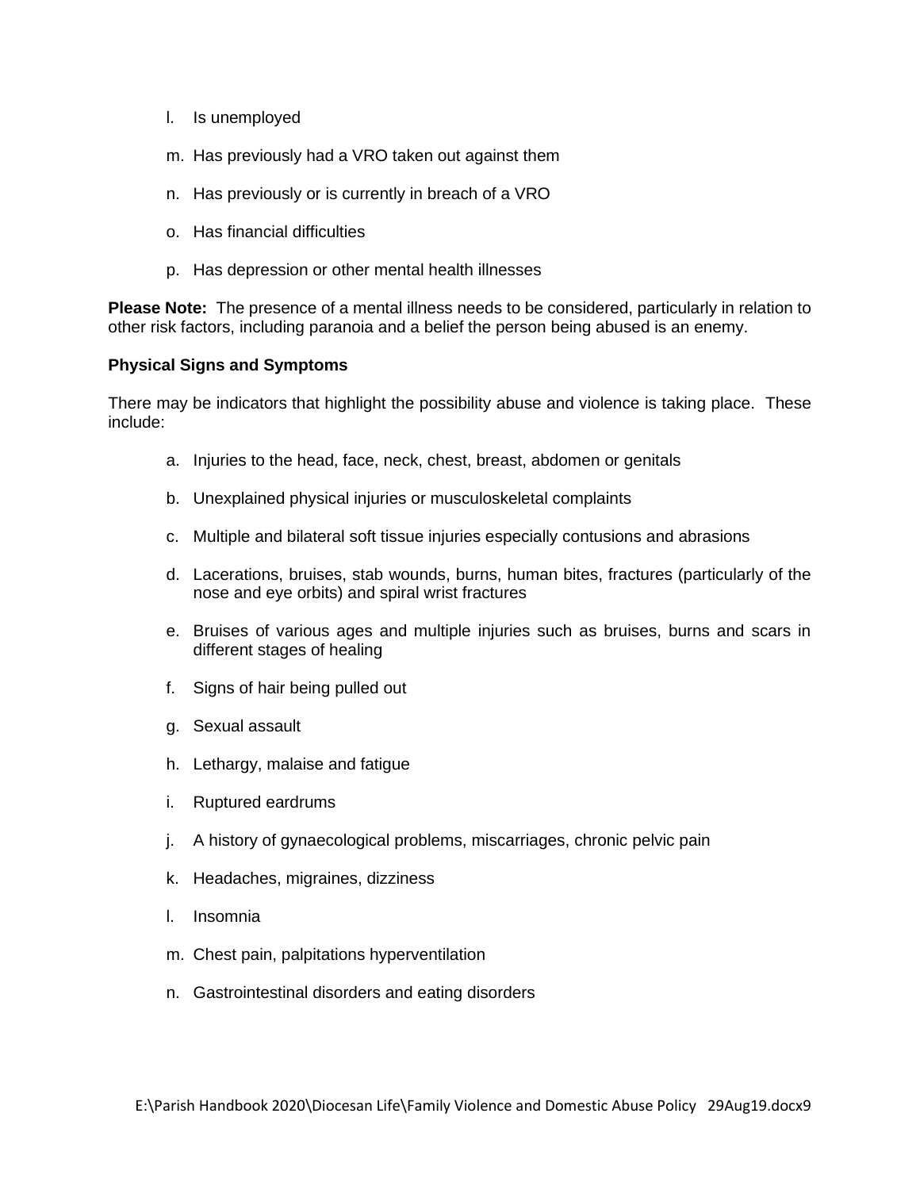l. Is unemployed

m. Has previously had a VRO taken out against them

n. Has previously or is currently in breach of a VRO

o. Has financial difficulties

p. Has depression or other mental health illnesses

**Please Note:** The presence of a mental illness needs to be considered, particularly in relation to other risk factors, including paranoia and a belief the person being abused is an enemy.

**Physical Signs and Symptoms**

There may be indicators that highlight the possibility abuse and violence is taking place. These include:

a. Injuries to the head, face, neck, chest, breast, abdomen or genitals

b. Unexplained physical injuries or musculoskeletal complaints

c. Multiple and bilateral soft tissue injuries especially contusions and abrasions

d. Lacerations, bruises, stab wounds, burns, human bites, fractures (particularly of the nose and eye orbits) and spiral wrist fractures

e. Bruises of various ages and multiple injuries such as bruises, burns and scars in different stages of healing

f. Signs of hair being pulled out

g. Sexual assault

h. Lethargy, malaise and fatigue

i. Ruptured eardrums

j. A history of gynaecological problems, miscarriages, chronic pelvic pain

k. Headaches, migraines, dizziness

l. Insomnia

m. Chest pain, palpitations hyperventilation

n. Gastrointestinal disorders and eating disorders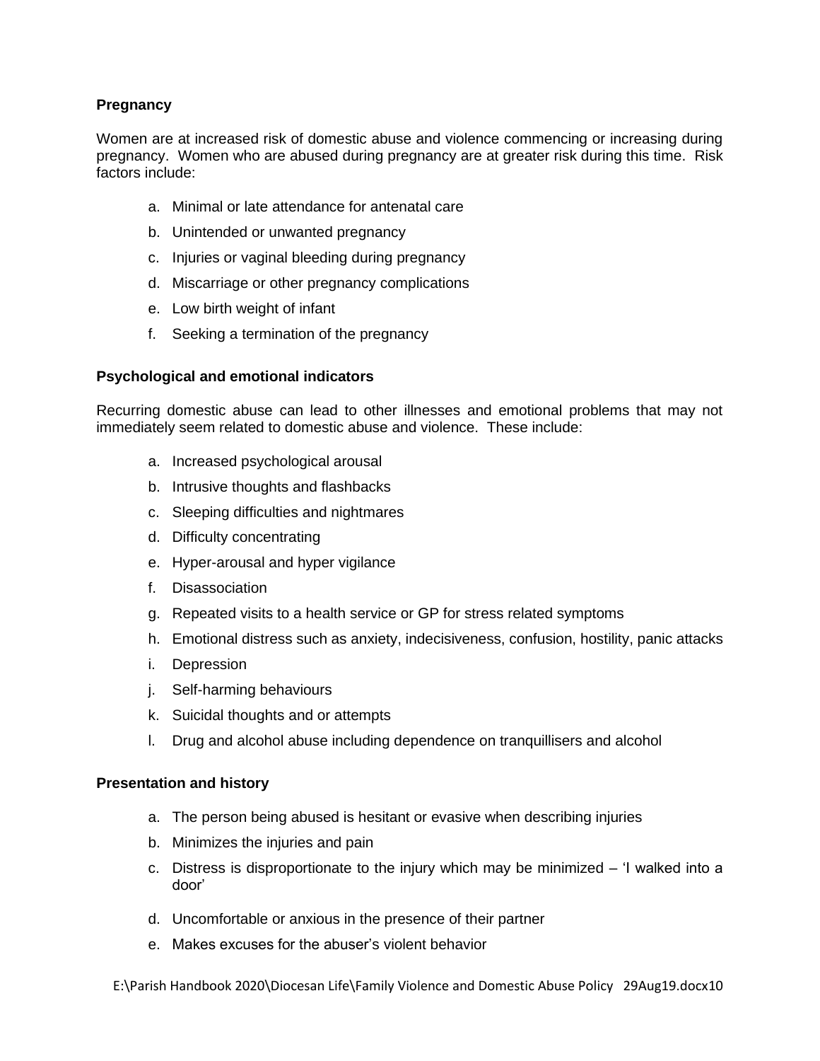**Pregnancy**

Women are at increased risk of domestic abuse and violence commencing or increasing during pregnancy. Women who are abused during pregnancy are at greater risk during this time. Risk factors include:

a. Minimal or late attendance for antenatal care
b. Unintended or unwanted pregnancy
c. Injuries or vaginal bleeding during pregnancy
d. Miscarriage or other pregnancy complications
e. Low birth weight of infant
f. Seeking a termination of the pregnancy

**Psychological and emotional indicators**

Recurring domestic abuse can lead to other illnesses and emotional problems that may not immediately seem related to domestic abuse and violence. These include:

a. Increased psychological arousal
b. Intrusive thoughts and flashbacks
c. Sleeping difficulties and nightmares
d. Difficulty concentrating
e. Hyper-arousal and hyper vigilance
f. Disassociation
g. Repeated visits to a health service or GP for stress related symptoms
h. Emotional distress such as anxiety, indecisiveness, confusion, hostility, panic attacks
i. Depression
j. Self-harming behaviours
k. Suicidal thoughts and or attempts
l. Drug and alcohol abuse including dependence on tranquillisers and alcohol

**Presentation and history**

a. The person being abused is hesitant or evasive when describing injuries
b. Minimizes the injuries and pain
c. Distress is disproportionate to the injury which may be minimized – 'I walked into a door'
d. Uncomfortable or anxious in the presence of their partner
e. Makes excuses for the abuser's violent behavior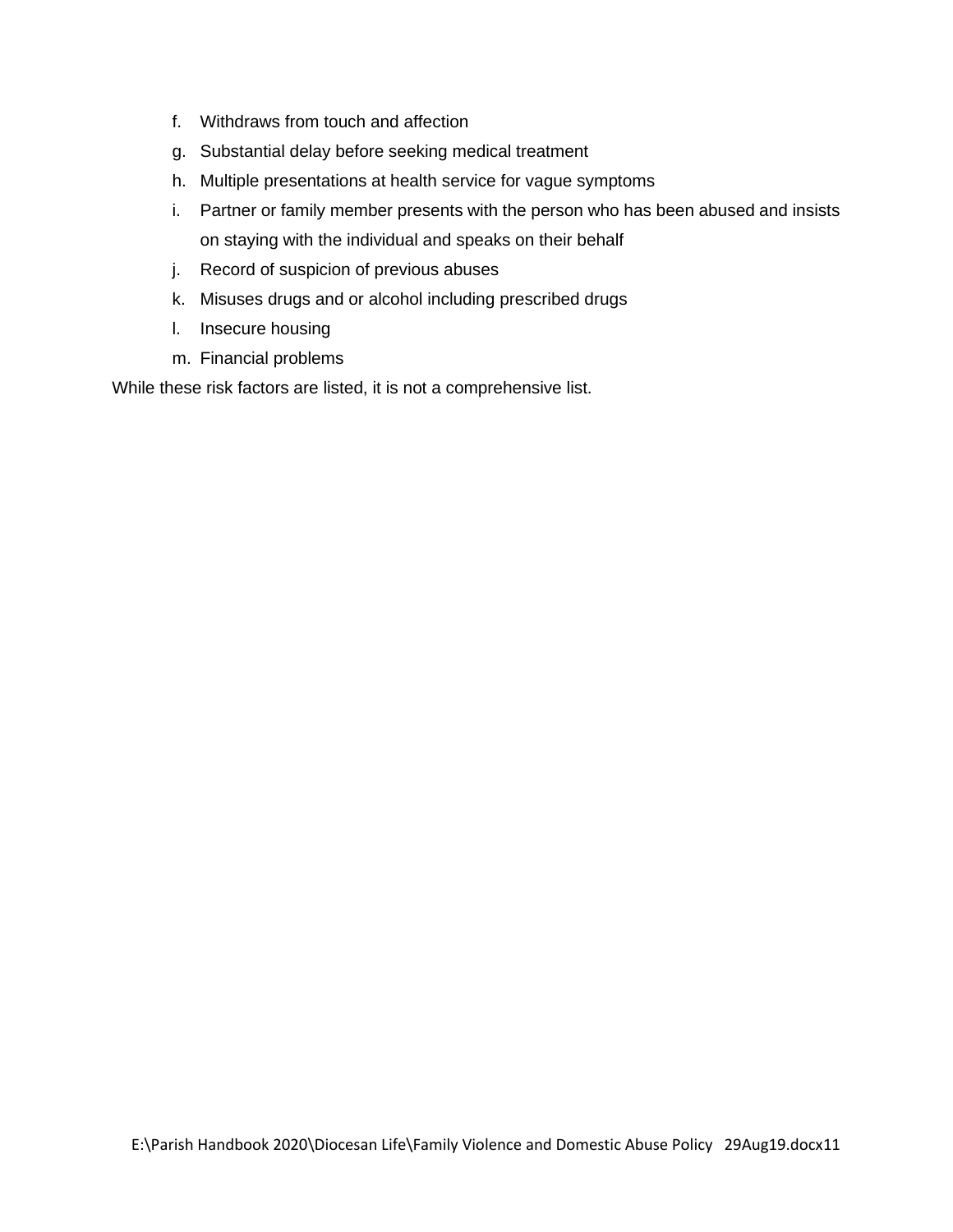f. Withdraws from touch and affection
g. Substantial delay before seeking medical treatment
h. Multiple presentations at health service for vague symptoms
i. Partner or family member presents with the person who has been abused and insists on staying with the individual and speaks on their behalf
j. Record of suspicion of previous abuses
k. Misuses drugs and or alcohol including prescribed drugs
l. Insecure housing
m. Financial problems

While these risk factors are listed, it is not a comprehensive list.